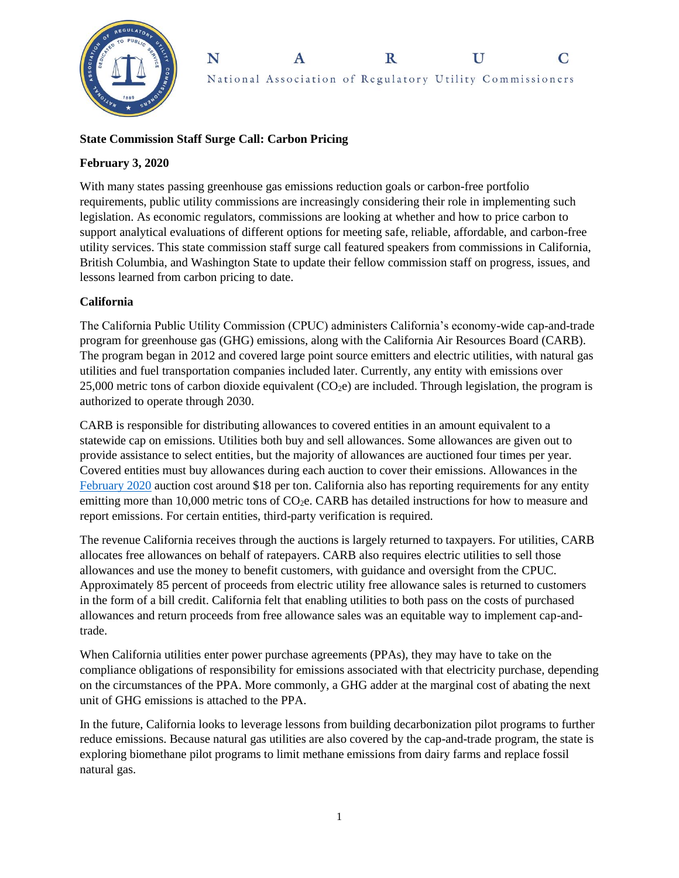N A R U C

National Association of Regulatory Utility Commissioners

**State Commission Staff Surge Call: Carbon Pricing**

**February 3, 2020**

With many states passing greenhouse gas emissions reduction goals or carbon-free portfolio requirements, public utility commissions are increasingly considering their role in implementing such legislation. As economic regulators, commissions are looking at whether and how to price carbon to support analytical evaluations of different options for meeting safe, reliable, affordable, and carbon-free utility services. This state commission staff surge call featured speakers from commissions in California, British Columbia, and Washington State to update their fellow commission staff on progress, issues, and lessons learned from carbon pricing to date.

## California

The California Public Utility Commission (CPUC) administers California's economy-wide cap-and-trade program for greenhouse gas (GHG) emissions, along with the California Air Resources Board (CARB). The program began in 2012 and covered large point source emitters and electric utilities, with natural gas utilities and fuel transportation companies included later. Currently, any entity with emissions over 25,000 metric tons of carbon dioxide equivalent ($CO_2e$) are included. Through legislation, the program is authorized to operate through 2030.

CARB is responsible for distributing allowances to covered entities in an amount equivalent to a statewide cap on emissions. Utilities both buy and sell allowances. Some allowances are given out to provide assistance to select entities, but the majority of allowances are auctioned four times per year. Covered entities must buy allowances during each auction to cover their emissions. Allowances in the February 2020 auction cost around $18 per ton. California also has reporting requirements for any entity emitting more than 10,000 metric tons of $CO_2e$. CARB has detailed instructions for how to measure and report emissions. For certain entities, third-party verification is required.

The revenue California receives through the auctions is largely returned to taxpayers. For utilities, CARB allocates free allowances on behalf of ratepayers. CARB also requires electric utilities to sell those allowances and use the money to benefit customers, with guidance and oversight from the CPUC. Approximately 85 percent of proceeds from electric utility free allowance sales is returned to customers in the form of a bill credit. California felt that enabling utilities to both pass on the costs of purchased allowances and return proceeds from free allowance sales was an equitable way to implement cap-and-trade.

When California utilities enter power purchase agreements (PPAs), they may have to take on the compliance obligations of responsibility for emissions associated with that electricity purchase, depending on the circumstances of the PPA. More commonly, a GHG adder at the marginal cost of abating the next unit of GHG emissions is attached to the PPA.

In the future, California looks to leverage lessons from building decarbonization pilot programs to further reduce emissions. Because natural gas utilities are also covered by the cap-and-trade program, the state is exploring biomethane pilot programs to limit methane emissions from dairy farms and replace fossil natural gas.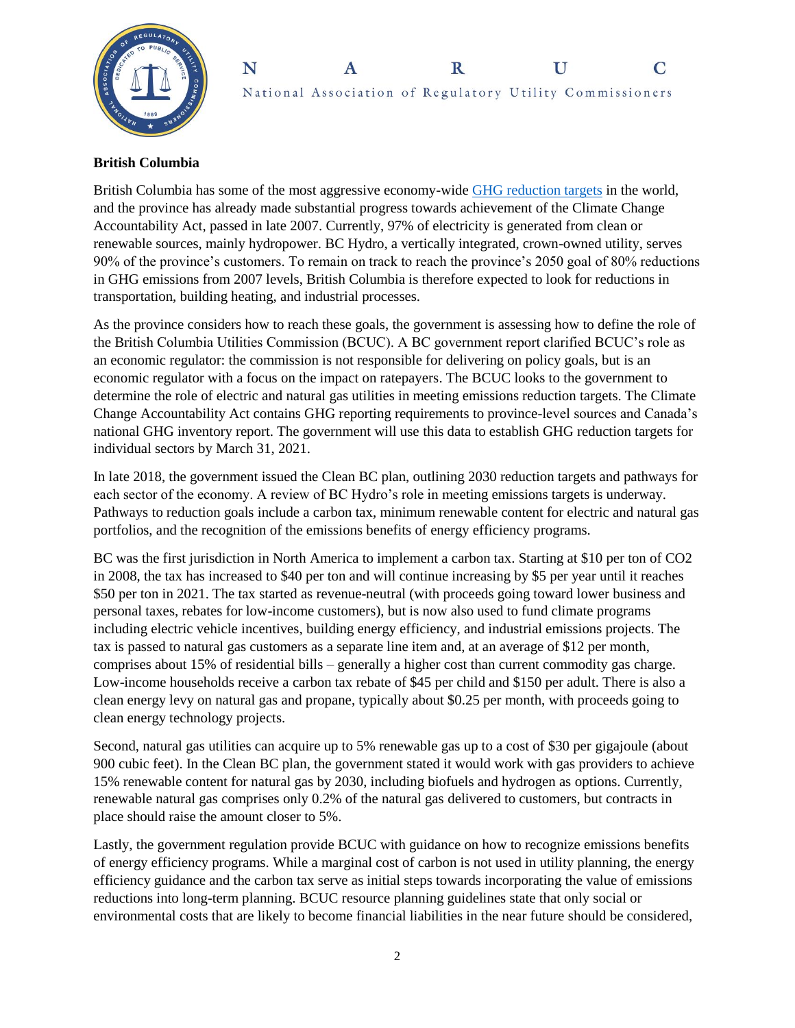**British Columbia**

British Columbia has some of the most aggressive economy-wide GHG reduction targets in the world, and the province has already made substantial progress towards achievement of the Climate Change Accountability Act, passed in late 2007. Currently, 97% of electricity is generated from clean or renewable sources, mainly hydropower. BC Hydro, a vertically integrated, crown-owned utility, serves 90% of the province's customers. To remain on track to reach the province's 2050 goal of 80% reductions in GHG emissions from 2007 levels, British Columbia is therefore expected to look for reductions in transportation, building heating, and industrial processes.

As the province considers how to reach these goals, the government is assessing how to define the role of the British Columbia Utilities Commission (BCUC). A BC government report clarified BCUC's role as an economic regulator: the commission is not responsible for delivering on policy goals, but is an economic regulator with a focus on the impact on ratepayers. The BCUC looks to the government to determine the role of electric and natural gas utilities in meeting emissions reduction targets. The Climate Change Accountability Act contains GHG reporting requirements to province-level sources and Canada's national GHG inventory report. The government will use this data to establish GHG reduction targets for individual sectors by March 31, 2021.

In late 2018, the government issued the Clean BC plan, outlining 2030 reduction targets and pathways for each sector of the economy. A review of BC Hydro's role in meeting emissions targets is underway. Pathways to reduction goals include a carbon tax, minimum renewable content for electric and natural gas portfolios, and the recognition of the emissions benefits of energy efficiency programs.

BC was the first jurisdiction in North America to implement a carbon tax. Starting at \$10 per ton of $CO_2$ in 2008, the tax has increased to \$40 per ton and will continue increasing by \$5 per year until it reaches \$50 per ton in 2021. The tax started as revenue-neutral (with proceeds going toward lower business and personal taxes, rebates for low-income customers), but is now also used to fund climate programs including electric vehicle incentives, building energy efficiency, and industrial emissions projects. The tax is passed to natural gas customers as a separate line item and, at an average of \$12 per month, comprises about 15% of residential bills – generally a higher cost than current commodity gas charge. Low-income households receive a carbon tax rebate of \$45 per child and \$150 per adult. There is also a clean energy levy on natural gas and propane, typically about \$0.25 per month, with proceeds going to clean energy technology projects.

Second, natural gas utilities can acquire up to 5% renewable gas up to a cost of \$30 per gigajoule (about 900 cubic feet). In the Clean BC plan, the government stated it would work with gas providers to achieve 15% renewable content for natural gas by 2030, including biofuels and hydrogen as options. Currently, renewable natural gas comprises only 0.2% of the natural gas delivered to customers, but contracts in place should raise the amount closer to 5%.

Lastly, the government regulation provide BCUC with guidance on how to recognize emissions benefits of energy efficiency programs. While a marginal cost of carbon is not used in utility planning, the energy efficiency guidance and the carbon tax serve as initial steps towards incorporating the value of emissions reductions into long-term planning. BCUC resource planning guidelines state that only social or environmental costs that are likely to become financial liabilities in the near future should be considered,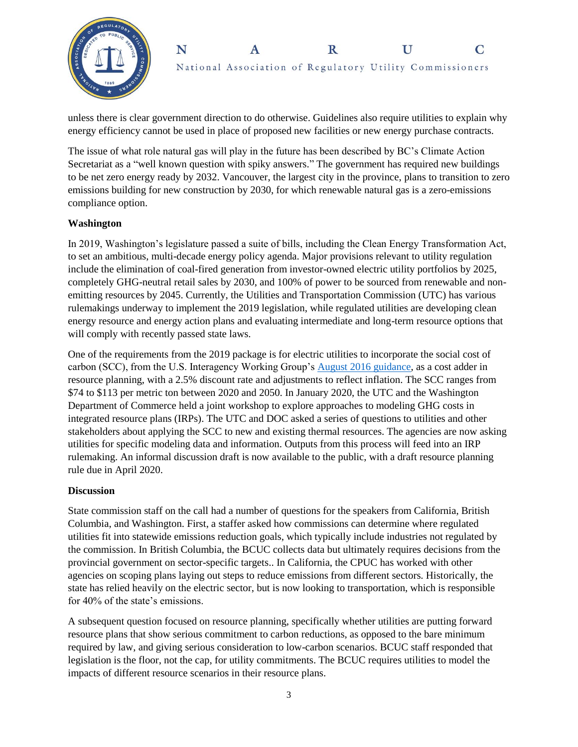unless there is clear government direction to do otherwise. Guidelines also require utilities to explain why energy efficiency cannot be used in place of proposed new facilities or new energy purchase contracts.

The issue of what role natural gas will play in the future has been described by BC's Climate Action Secretariat as a "well known question with spiky answers." The government has required new buildings to be net zero energy ready by 2032. Vancouver, the largest city in the province, plans to transition to zero emissions building for new construction by 2030, for which renewable natural gas is a zero-emissions compliance option.

**Washington**

In 2019, Washington's legislature passed a suite of bills, including the Clean Energy Transformation Act, to set an ambitious, multi-decade energy policy agenda. Major provisions relevant to utility regulation include the elimination of coal-fired generation from investor-owned electric utility portfolios by 2025, completely GHG-neutral retail sales by 2030, and 100% of power to be sourced from renewable and non-emitting resources by 2045. Currently, the Utilities and Transportation Commission (UTC) has various rulemakings underway to implement the 2019 legislation, while regulated utilities are developing clean energy resource and energy action plans and evaluating intermediate and long-term resource options that will comply with recently passed state laws.

One of the requirements from the 2019 package is for electric utilities to incorporate the social cost of carbon (SCC), from the U.S. Interagency Working Group's [August 2016 guidance](), as a cost adder in resource planning, with a 2.5% discount rate and adjustments to reflect inflation. The SCC ranges from \$74 to \$113 per metric ton between 2020 and 2050. In January 2020, the UTC and the Washington Department of Commerce held a joint workshop to explore approaches to modeling GHG costs in integrated resource plans (IRPs). The UTC and DOC asked a series of questions to utilities and other stakeholders about applying the SCC to new and existing thermal resources. The agencies are now asking utilities for specific modeling data and information. Outputs from this process will feed into an IRP rulemaking. An informal discussion draft is now available to the public, with a draft resource planning rule due in April 2020.

**Discussion**

State commission staff on the call had a number of questions for the speakers from California, British Columbia, and Washington. First, a staffer asked how commissions can determine where regulated utilities fit into statewide emissions reduction goals, which typically include industries not regulated by the commission. In British Columbia, the BCUC collects data but ultimately requires decisions from the provincial government on sector-specific targets.. In California, the CPUC has worked with other agencies on scoping plans laying out steps to reduce emissions from different sectors. Historically, the state has relied heavily on the electric sector, but is now looking to transportation, which is responsible for 40% of the state's emissions.

A subsequent question focused on resource planning, specifically whether utilities are putting forward resource plans that show serious commitment to carbon reductions, as opposed to the bare minimum required by law, and giving serious consideration to low-carbon scenarios. BCUC staff responded that legislation is the floor, not the cap, for utility commitments. The BCUC requires utilities to model the impacts of different resource scenarios in their resource plans.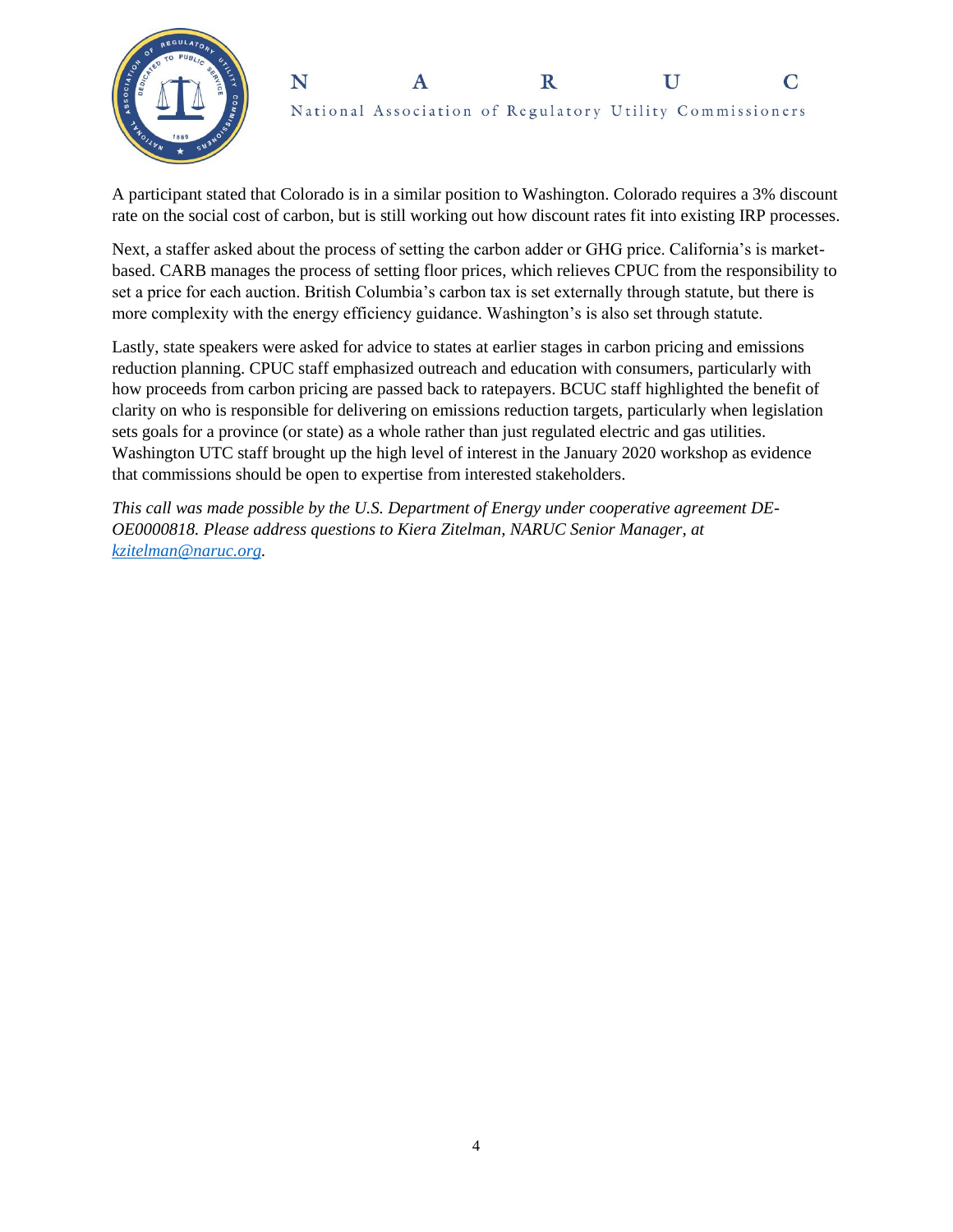A participant stated that Colorado is in a similar position to Washington. Colorado requires a 3% discount rate on the social cost of carbon, but is still working out how discount rates fit into existing IRP processes.

Next, a staffer asked about the process of setting the carbon adder or GHG price. California's is market-based. CARB manages the process of setting floor prices, which relieves CPUC from the responsibility to set a price for each auction. British Columbia's carbon tax is set externally through statute, but there is more complexity with the energy efficiency guidance. Washington's is also set through statute.

Lastly, state speakers were asked for advice to states at earlier stages in carbon pricing and emissions reduction planning. CPUC staff emphasized outreach and education with consumers, particularly with how proceeds from carbon pricing are passed back to ratepayers. BCUC staff highlighted the benefit of clarity on who is responsible for delivering on emissions reduction targets, particularly when legislation sets goals for a province (or state) as a whole rather than just regulated electric and gas utilities. Washington UTC staff brought up the high level of interest in the January 2020 workshop as evidence that commissions should be open to expertise from interested stakeholders.

*This call was made possible by the U.S. Department of Energy under cooperative agreement DE-OE0000818. Please address questions to Kiera Zitelman, NARUC Senior Manager, at [kzitelman@naruc.org](mailto:kzitelman@naruc.org).*